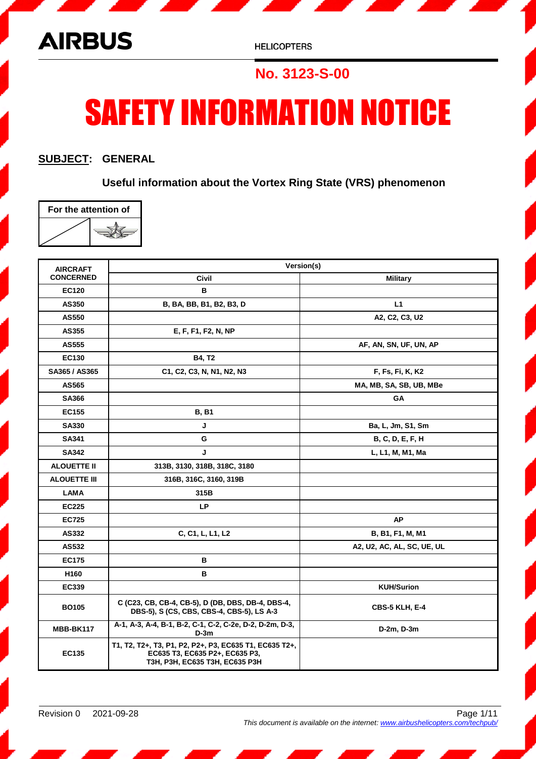AIRBUS

HELICOPTERS

**No. 3123-S-00**

# SAFETY INFORMATION NOTICE

**SUBJECT: GENERAL**

**Useful information about the Vortex Ring State (VRS) phenomenon**

| For the attention of | |
|---|---|
| | |

| AIRCRAFT CONCERNED | Version(s) | |
|---|---|---|
| | Civil | Military |
| EC120 | B | |
| AS350 | B, BA, BB, B1, B2, B3, D | L1 |
| AS550 | | A2, C2, C3, U2 |
| AS355 | E, F, F1, F2, N, NP | |
| AS555 | | AF, AN, SN, UF, UN, AP |
| EC130 | B4, T2 | |
| SA365 / AS365 | C1, C2, C3, N, N1, N2, N3 | F, Fs, Fi, K, K2 |
| AS565 | | MA, MB, SA, SB, UB, MBe |
| SA366 | | GA |
| EC155 | B, B1 | |
| SA330 | J | Ba, L, Jm, S1, Sm |
| SA341 | G | B, C, D, E, F, H |
| SA342 | J | L, L1, M, M1, Ma |
| ALOUETTE II | 313B, 3130, 318B, 318C, 3180 | |
| ALOUETTE III | 316B, 316C, 3160, 319B | |
| LAMA | 315B | |
| EC225 | LP | |
| EC725 | | AP |
| AS332 | C, C1, L, L1, L2 | B, B1, F1, M, M1 |
| AS532 | | A2, U2, AC, AL, SC, UE, UL |
| EC175 | B | |
| H160 | B | |
| EC339 | | KUH/Surion |
| BO105 | C (C23, CB, CB-4, CB-5), D (DB, DBS, DB-4, DBS-4, DBS-5), S (CS, CBS, CBS-4, CBS-5), LS A-3 | CBS-5 KLH, E-4 |
| MBB-BK117 | A-1, A-3, A-4, B-1, B-2, C-1, C-2, C-2e, D-2, D-2m, D-3, D-3m | D-2m, D-3m |
| EC135 | T1, T2, T2+, T3, P1, P2, P2+, P3, EC635 T1, EC635 T2+, EC635 T3, EC635 P2+, EC635 P3, T3H, P3H, EC635 T3H, EC635 P3H | |

Revision 0 2021-09-28

*This document is available on the internet: www.airbushelicopters.com/techpub/*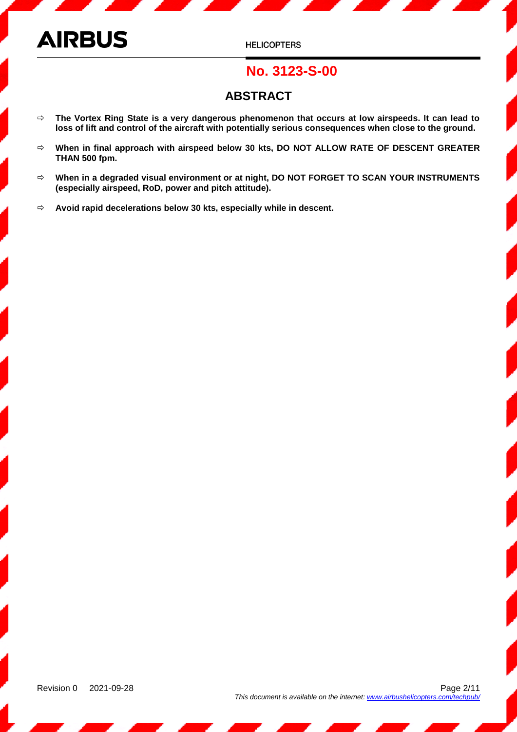# ABSTRACT

- ⇨ **The Vortex Ring State is a very dangerous phenomenon that occurs at low airspeeds. It can lead to loss of lift and control of the aircraft with potentially serious consequences when close to the ground.**
- ⇨ **When in final approach with airspeed below 30 kts, DO NOT ALLOW RATE OF DESCENT GREATER THAN 500 fpm.**
- ⇨ **When in a degraded visual environment or at night, DO NOT FORGET TO SCAN YOUR INSTRUMENTS (especially airspeed, RoD, power and pitch attitude).**
- ⇨ **Avoid rapid decelerations below 30 kts, especially while in descent.**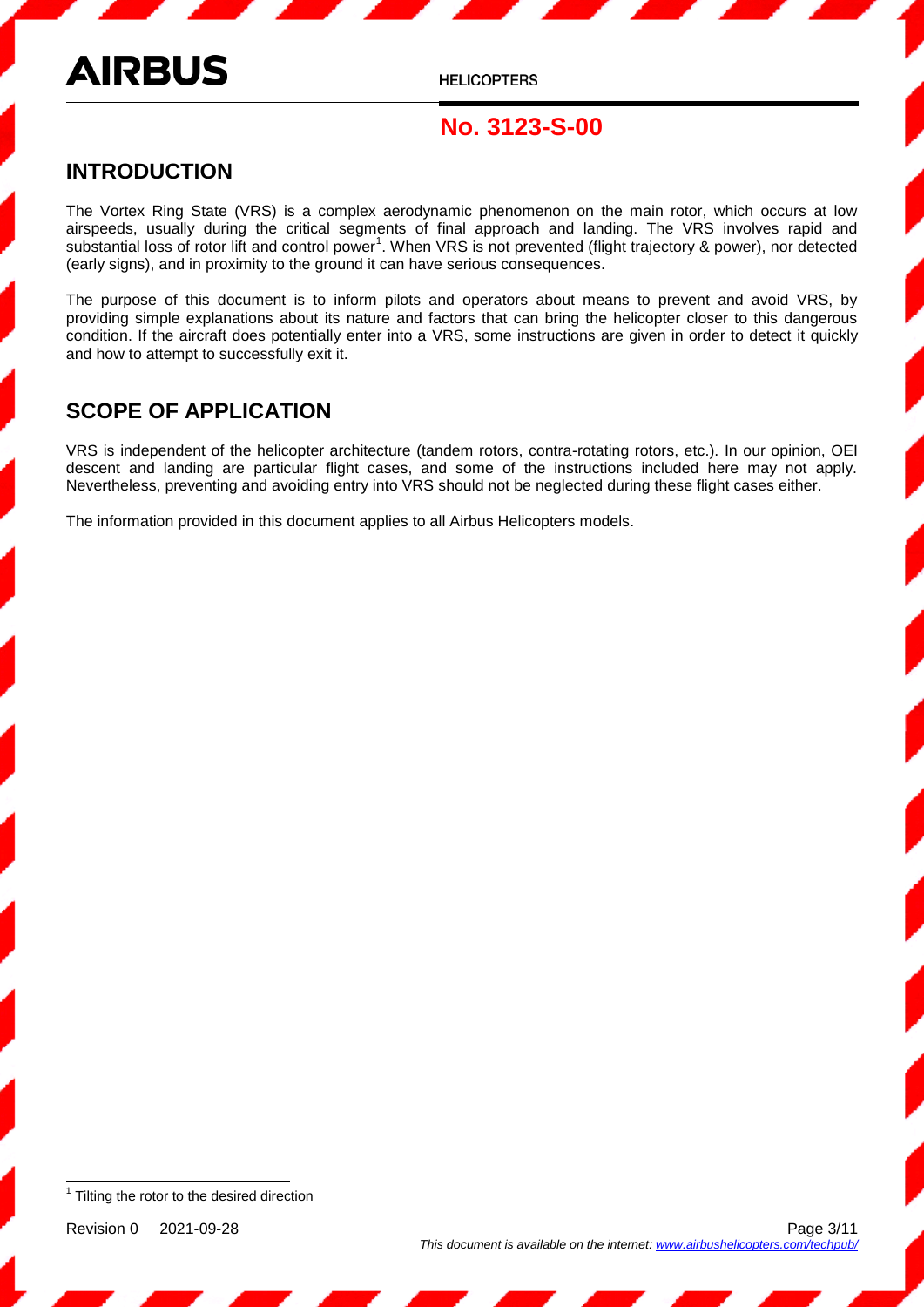## INTRODUCTION

The Vortex Ring State (VRS) is a complex aerodynamic phenomenon on the main rotor, which occurs at low airspeeds, usually during the critical segments of final approach and landing. The VRS involves rapid and substantial loss of rotor lift and control power[1]. When VRS is not prevented (flight trajectory & power), nor detected (early signs), and in proximity to the ground it can have serious consequences.

The purpose of this document is to inform pilots and operators about means to prevent and avoid VRS, by providing simple explanations about its nature and factors that can bring the helicopter closer to this dangerous condition. If the aircraft does potentially enter into a VRS, some instructions are given in order to detect it quickly and how to attempt to successfully exit it.

## SCOPE OF APPLICATION

VRS is independent of the helicopter architecture (tandem rotors, contra-rotating rotors, etc.). In our opinion, OEI descent and landing are particular flight cases, and some of the instructions included here may not apply. Nevertheless, preventing and avoiding entry into VRS should not be neglected during these flight cases either.

The information provided in this document applies to all Airbus Helicopters models.

---

[1] Tilting the rotor to the desired direction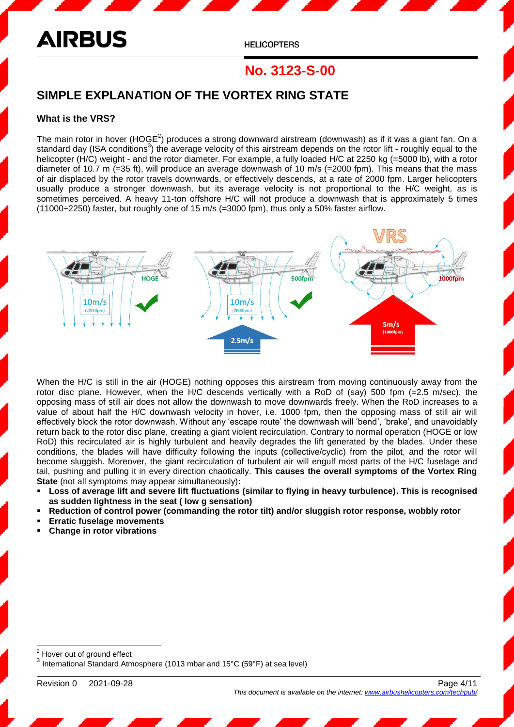## SIMPLE EXPLANATION OF THE VORTEX RING STATE

### What is the VRS?

The main rotor in hover (HOGE[2]) produces a strong downward airstream (downwash) as if it was a giant fan. On a standard day (ISA conditions[3]) the average velocity of this airstream depends on the rotor lift - roughly equal to the helicopter (H/C) weight - and the rotor diameter. For example, a fully loaded H/C at 2250 kg (=5000 lb), with a rotor diameter of 10.7 m (=35 ft), will produce an average downwash of 10 m/s (=2000 fpm). This means that the mass of air displaced by the rotor travels downwards, or effectively descends, at a rate of 2000 fpm. Larger helicopters usually produce a stronger downwash, but its average velocity is not proportional to the H/C weight, as is sometimes perceived. A heavy 11-ton offshore H/C will not produce a downwash that is approximately 5 times (11000÷2250) faster, but roughly one of 15 m/s (=3000 fpm), thus only a 50% faster airflow.

When the H/C is still in the air (HOGE) nothing opposes this airstream from moving continuously away from the rotor disc plane. However, when the H/C descends vertically with a RoD of (say) 500 fpm (=2.5 m/sec), the opposing mass of still air does not allow the downwash to move downwards freely. When the RoD increases to a value of about half the H/C downwash velocity in hover, i.e. 1000 fpm, then the opposing mass of still air will effectively block the rotor downwash. Without any 'escape route' the downwash will 'bend', 'brake', and unavoidably return back to the rotor disc plane, creating a giant violent recirculation. Contrary to normal operation (HOGE or low RoD) this recirculated air is highly turbulent and heavily degrades the lift generated by the blades. Under these conditions, the blades will have difficulty following the inputs (collective/cyclic) from the pilot, and the rotor will become sluggish. Moreover, the giant recirculation of turbulent air will engulf most parts of the H/C fuselage and tail, pushing and pulling it in every direction chaotically. **This causes the overall symptoms of the Vortex Ring State** (not all symptoms may appear simultaneously)**:**

- **Loss of average lift and severe lift fluctuations (similar to flying in heavy turbulence). This is recognised as sudden lightness in the seat ( low g sensation)**
- **Reduction of control power (commanding the rotor tilt) and/or sluggish rotor response, wobbly rotor**
- **Erratic fuselage movements**
- **Change in rotor vibrations**

[2] Hover out of ground effect

[3] International Standard Atmosphere (1013 mbar and 15°C (59°F) at sea level)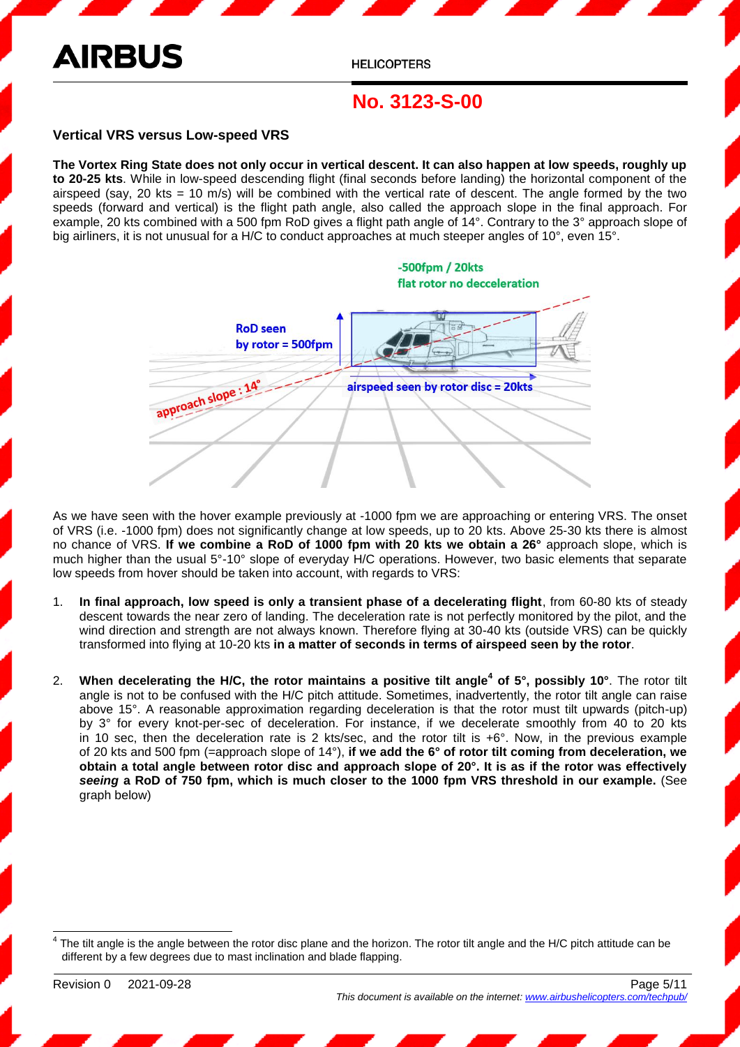### Vertical VRS versus Low-speed VRS

**The Vortex Ring State does not only occur in vertical descent. It can also happen at low speeds, roughly up to 20-25 kts**. While in low-speed descending flight (final seconds before landing) the horizontal component of the airspeed (say, 20 kts = 10 m/s) will be combined with the vertical rate of descent. The angle formed by the two speeds (forward and vertical) is the flight path angle, also called the approach slope in the final approach. For example, 20 kts combined with a 500 fpm RoD gives a flight path angle of 14°. Contrary to the 3° approach slope of big airliners, it is not unusual for a H/C to conduct approaches at much steeper angles of 10°, even 15°.

As we have seen with the hover example previously at -1000 fpm we are approaching or entering VRS. The onset of VRS (i.e. -1000 fpm) does not significantly change at low speeds, up to 20 kts. Above 25-30 kts there is almost no chance of VRS. **If we combine a RoD of 1000 fpm with 20 kts we obtain a 26°** approach slope, which is much higher than the usual 5°-10° slope of everyday H/C operations. However, two basic elements that separate low speeds from hover should be taken into account, with regards to VRS:

1. **In final approach, low speed is only a transient phase of a decelerating flight**, from 60-80 kts of steady descent towards the near zero of landing. The deceleration rate is not perfectly monitored by the pilot, and the wind direction and strength are not always known. Therefore flying at 30-40 kts (outside VRS) can be quickly transformed into flying at 10-20 kts **in a matter of seconds in terms of airspeed seen by the rotor**.

2. **When decelerating the H/C, the rotor maintains a positive tilt angle[4] of 5°, possibly 10°**. The rotor tilt angle is not to be confused with the H/C pitch attitude. Sometimes, inadvertently, the rotor tilt angle can raise above 15°. A reasonable approximation regarding deceleration is that the rotor must tilt upwards (pitch-up) by 3° for every knot-per-sec of deceleration. For instance, if we decelerate smoothly from 40 to 20 kts in 10 sec, then the deceleration rate is 2 kts/sec, and the rotor tilt is +6°. Now, in the previous example of 20 kts and 500 fpm (=approach slope of 14°), **if we add the 6° of rotor tilt coming from deceleration, we obtain a total angle between rotor disc and approach slope of 20°. It is as if the rotor was effectively *seeing* a RoD of 750 fpm, which is much closer to the 1000 fpm VRS threshold in our example.** (See graph below)

[4] The tilt angle is the angle between the rotor disc plane and the horizon. The rotor tilt angle and the H/C pitch attitude can be different by a few degrees due to mast inclination and blade flapping.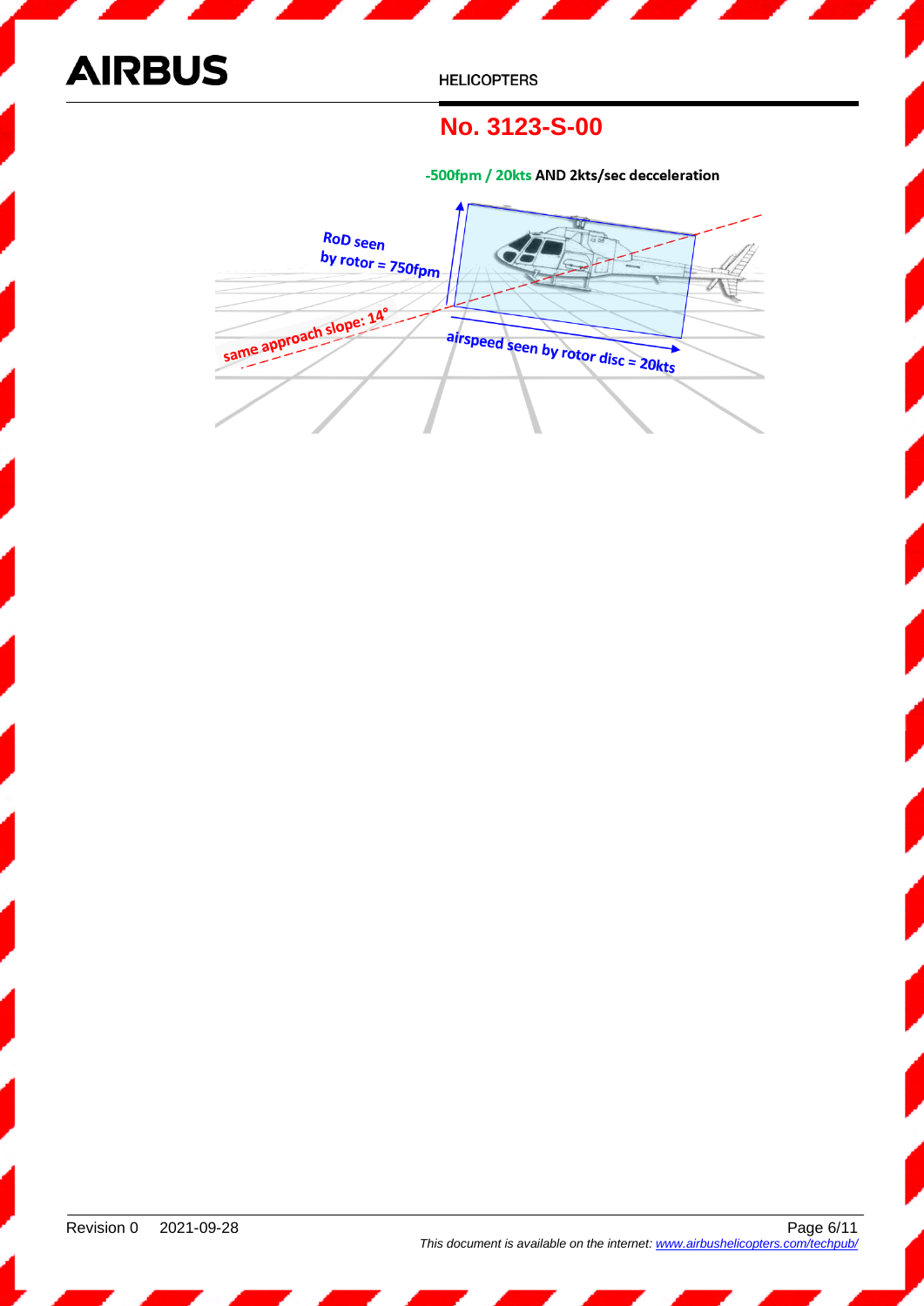**-500fpm / 20kts AND 2kts/sec decceleration**

RoD seen by rotor = 750fpm

same approach slope: 14°

airspeed seen by rotor disc = 20kts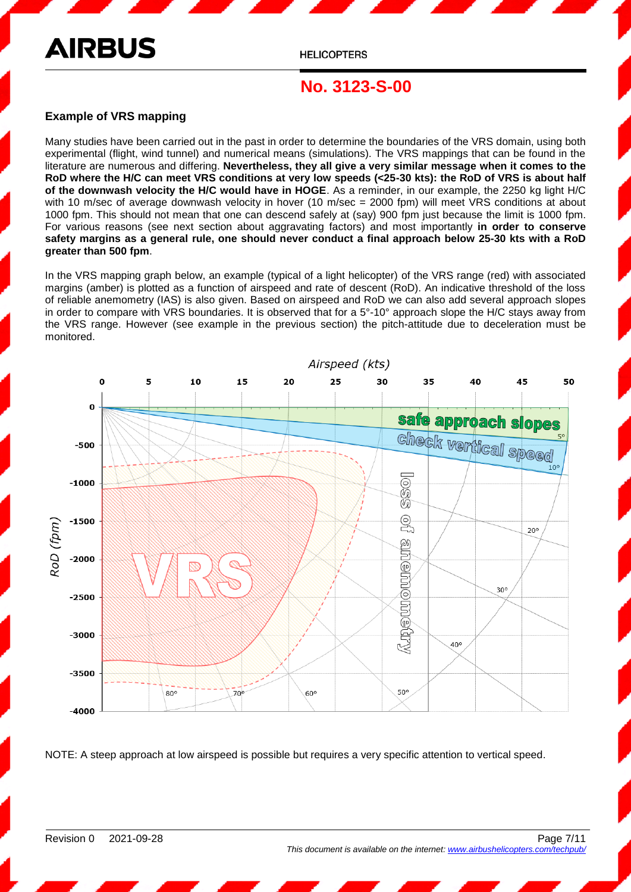## Example of VRS mapping

Many studies have been carried out in the past in order to determine the boundaries of the VRS domain, using both experimental (flight, wind tunnel) and numerical means (simulations). The VRS mappings that can be found in the literature are numerous and differing. **Nevertheless, they all give a very similar message when it comes to the RoD where the H/C can meet VRS conditions at very low speeds (<25-30 kts): the RoD of VRS is about half of the downwash velocity the H/C would have in HOGE**. As a reminder, in our example, the 2250 kg light H/C with 10 m/sec of average downwash velocity in hover (10 m/sec = 2000 fpm) will meet VRS conditions at about 1000 fpm. This should not mean that one can descend safely at (say) 900 fpm just because the limit is 1000 fpm. For various reasons (see next section about aggravating factors) and most importantly **in order to conserve safety margins as a general rule, one should never conduct a final approach below 25-30 kts with a RoD greater than 500 fpm**.

In the VRS mapping graph below, an example (typical of a light helicopter) of the VRS range (red) with associated margins (amber) is plotted as a function of airspeed and rate of descent (RoD). An indicative threshold of the loss of reliable anemometry (IAS) is also given. Based on airspeed and RoD we can also add several approach slopes in order to compare with VRS boundaries. It is observed that for a 5°-10° approach slope the H/C stays away from the VRS range. However (see example in the previous section) the pitch-attitude due to deceleration must be monitored.

NOTE: A steep approach at low airspeed is possible but requires a very specific attention to vertical speed.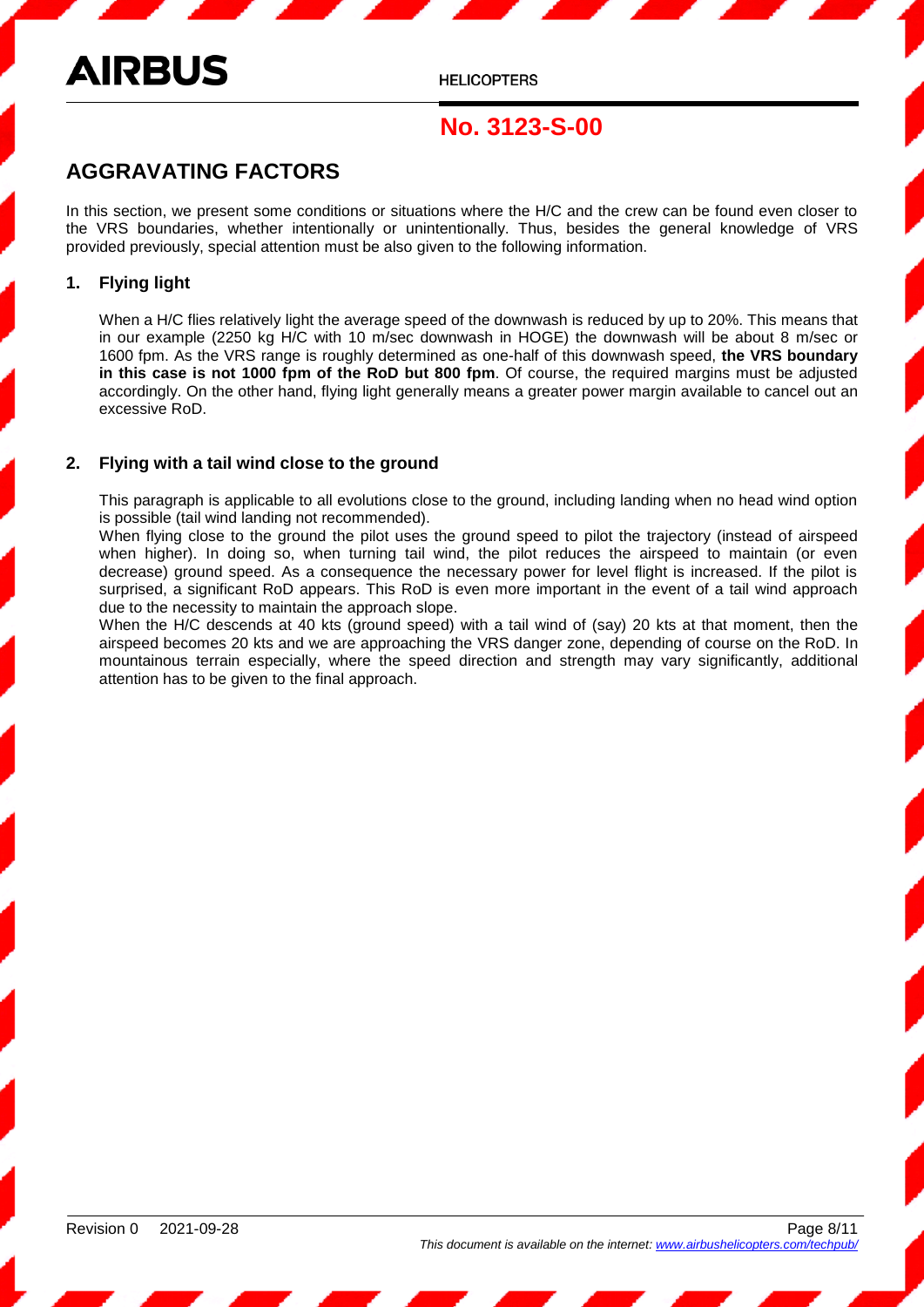## AGGRAVATING FACTORS

In this section, we present some conditions or situations where the H/C and the crew can be found even closer to the VRS boundaries, whether intentionally or unintentionally. Thus, besides the general knowledge of VRS provided previously, special attention must be also given to the following information.

### 1. Flying light

When a H/C flies relatively light the average speed of the downwash is reduced by up to 20%. This means that in our example (2250 kg H/C with 10 m/sec downwash in HOGE) the downwash will be about 8 m/sec or 1600 fpm. As the VRS range is roughly determined as one-half of this downwash speed, **the VRS boundary in this case is not 1000 fpm of the RoD but 800 fpm**. Of course, the required margins must be adjusted accordingly. On the other hand, flying light generally means a greater power margin available to cancel out an excessive RoD.

### 2. Flying with a tail wind close to the ground

This paragraph is applicable to all evolutions close to the ground, including landing when no head wind option is possible (tail wind landing not recommended).

When flying close to the ground the pilot uses the ground speed to pilot the trajectory (instead of airspeed when higher). In doing so, when turning tail wind, the pilot reduces the airspeed to maintain (or even decrease) ground speed. As a consequence the necessary power for level flight is increased. If the pilot is surprised, a significant RoD appears. This RoD is even more important in the event of a tail wind approach due to the necessity to maintain the approach slope.

When the H/C descends at 40 kts (ground speed) with a tail wind of (say) 20 kts at that moment, then the airspeed becomes 20 kts and we are approaching the VRS danger zone, depending of course on the RoD. In mountainous terrain especially, where the speed direction and strength may vary significantly, additional attention has to be given to the final approach.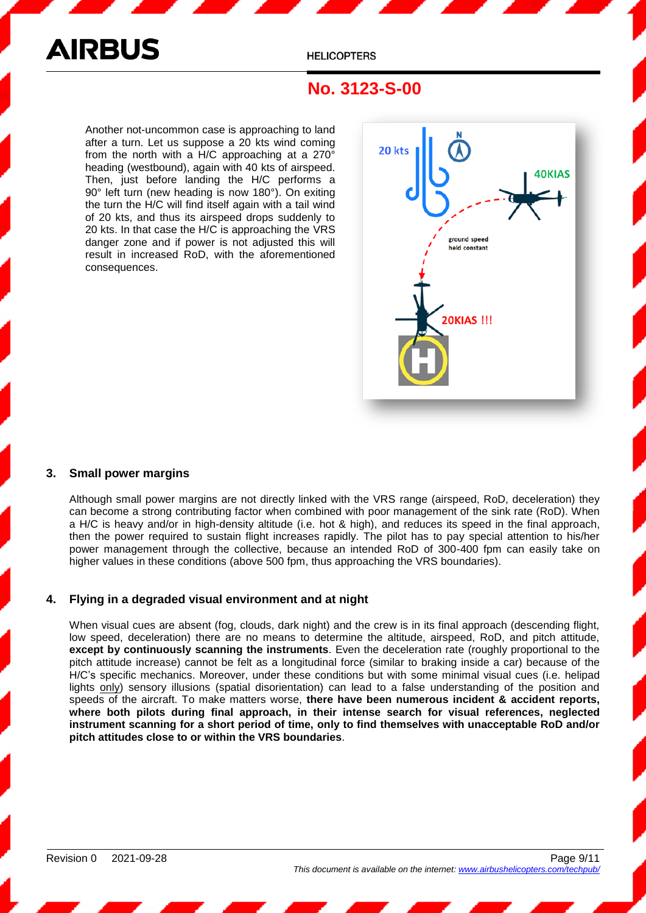Another not-uncommon case is approaching to land after a turn. Let us suppose a 20 kts wind coming from the north with a H/C approaching at a 270° heading (westbound), again with 40 kts of airspeed. Then, just before landing the H/C performs a 90° left turn (new heading is now 180°). On exiting the turn the H/C will find itself again with a tail wind of 20 kts, and thus its airspeed drops suddenly to 20 kts. In that case the H/C is approaching the VRS danger zone and if power is not adjusted this will result in increased RoD, with the aforementioned consequences.

### 3. Small power margins

Although small power margins are not directly linked with the VRS range (airspeed, RoD, deceleration) they can become a strong contributing factor when combined with poor management of the sink rate (RoD). When a H/C is heavy and/or in high-density altitude (i.e. hot & high), and reduces its speed in the final approach, then the power required to sustain flight increases rapidly. The pilot has to pay special attention to his/her power management through the collective, because an intended RoD of 300-400 fpm can easily take on higher values in these conditions (above 500 fpm, thus approaching the VRS boundaries).

### 4. Flying in a degraded visual environment and at night

When visual cues are absent (fog, clouds, dark night) and the crew is in its final approach (descending flight, low speed, deceleration) there are no means to determine the altitude, airspeed, RoD, and pitch attitude, **except by continuously scanning the instruments**. Even the deceleration rate (roughly proportional to the pitch attitude increase) cannot be felt as a longitudinal force (similar to braking inside a car) because of the H/C's specific mechanics. Moreover, under these conditions but with some minimal visual cues (i.e. helipad lights only) sensory illusions (spatial disorientation) can lead to a false understanding of the position and speeds of the aircraft. To make matters worse, **there have been numerous incident & accident reports, where both pilots during final approach, in their intense search for visual references, neglected instrument scanning for a short period of time, only to find themselves with unacceptable RoD and/or pitch attitudes close to or within the VRS boundaries**.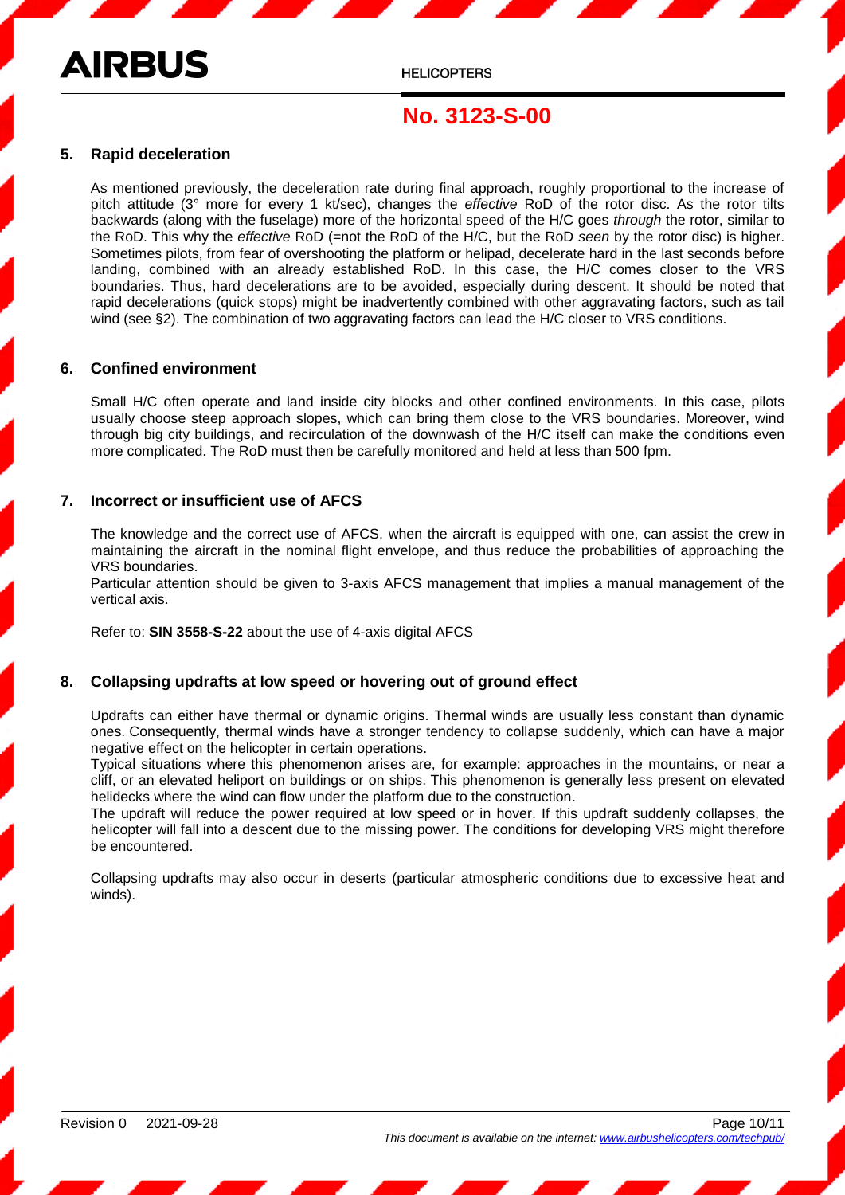## 5. Rapid deceleration

As mentioned previously, the deceleration rate during final approach, roughly proportional to the increase of pitch attitude (3° more for every 1 kt/sec), changes the *effective* RoD of the rotor disc. As the rotor tilts backwards (along with the fuselage) more of the horizontal speed of the H/C goes *through* the rotor, similar to the RoD. This why the *effective* RoD (=not the RoD of the H/C, but the RoD *seen* by the rotor disc) is higher. Sometimes pilots, from fear of overshooting the platform or helipad, decelerate hard in the last seconds before landing, combined with an already established RoD. In this case, the H/C comes closer to the VRS boundaries. Thus, hard decelerations are to be avoided, especially during descent. It should be noted that rapid decelerations (quick stops) might be inadvertently combined with other aggravating factors, such as tail wind (see §2). The combination of two aggravating factors can lead the H/C closer to VRS conditions.

## 6. Confined environment

Small H/C often operate and land inside city blocks and other confined environments. In this case, pilots usually choose steep approach slopes, which can bring them close to the VRS boundaries. Moreover, wind through big city buildings, and recirculation of the downwash of the H/C itself can make the conditions even more complicated. The RoD must then be carefully monitored and held at less than 500 fpm.

## 7. Incorrect or insufficient use of AFCS

The knowledge and the correct use of AFCS, when the aircraft is equipped with one, can assist the crew in maintaining the aircraft in the nominal flight envelope, and thus reduce the probabilities of approaching the VRS boundaries.
Particular attention should be given to 3-axis AFCS management that implies a manual management of the vertical axis.

Refer to: **SIN 3558-S-22** about the use of 4-axis digital AFCS

## 8. Collapsing updrafts at low speed or hovering out of ground effect

Updrafts can either have thermal or dynamic origins. Thermal winds are usually less constant than dynamic ones. Consequently, thermal winds have a stronger tendency to collapse suddenly, which can have a major negative effect on the helicopter in certain operations.
Typical situations where this phenomenon arises are, for example: approaches in the mountains, or near a cliff, or an elevated heliport on buildings or on ships. This phenomenon is generally less present on elevated helidecks where the wind can flow under the platform due to the construction.
The updraft will reduce the power required at low speed or in hover. If this updraft suddenly collapses, the helicopter will fall into a descent due to the missing power. The conditions for developing VRS might therefore be encountered.

Collapsing updrafts may also occur in deserts (particular atmospheric conditions due to excessive heat and winds).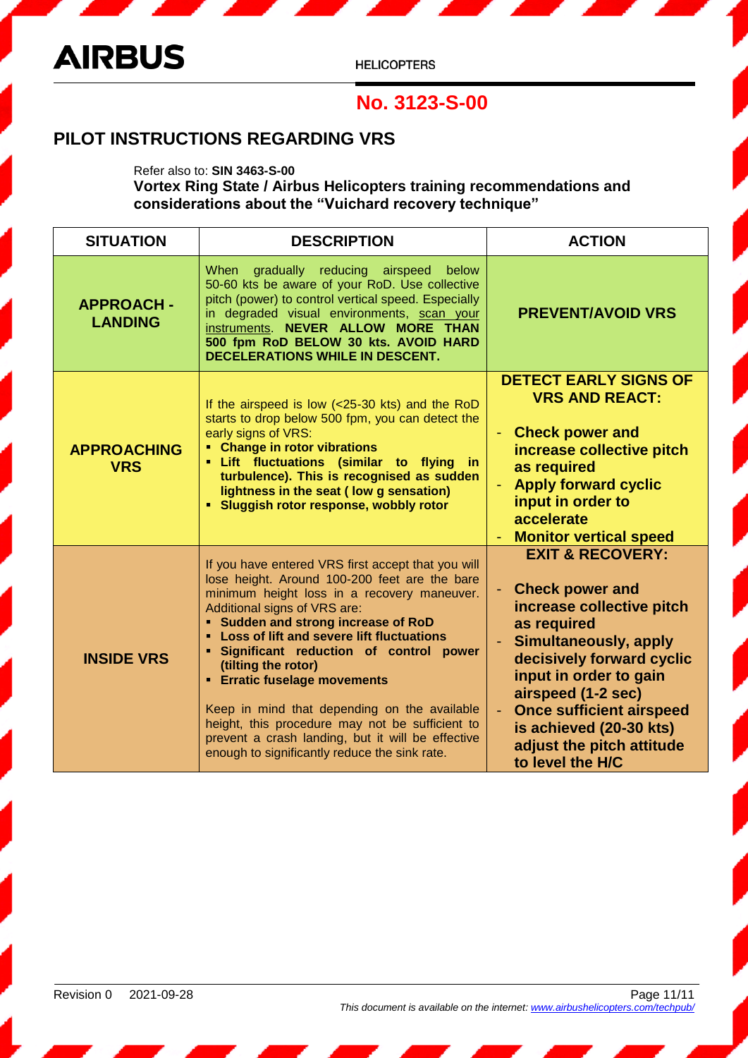**No. 3123-S-00**

## PILOT INSTRUCTIONS REGARDING VRS

Refer also to: **SIN 3463-S-00**
**Vortex Ring State / Airbus Helicopters training recommendations and considerations about the "Vuichard recovery technique"**

| SITUATION | DESCRIPTION | ACTION |
|---|---|---|
| **APPROACH - LANDING** | When gradually reducing airspeed below 50-60 kts be aware of your RoD. Use collective pitch (power) to control vertical speed. Especially in degraded visual environments, <u>scan your instruments</u>. **NEVER ALLOW MORE THAN 500 fpm RoD BELOW 30 kts. AVOID HARD DECELERATIONS WHILE IN DESCENT.** | **PREVENT/AVOID VRS** |
| **APPROACHING VRS** | If the airspeed is low (<25-30 kts) and the RoD starts to drop below 500 fpm, you can detect the early signs of VRS:<br>▪ **Change in rotor vibrations**<br>▪ **Lift fluctuations (similar to flying in turbulence). This is recognised as sudden lightness in the seat ( low g sensation)**<br>▪ **Sluggish rotor response, wobbly rotor** | **DETECT EARLY SIGNS OF VRS AND REACT:**<br>- **Check power and increase collective pitch as required**<br>- **Apply forward cyclic input in order to accelerate**<br>- **Monitor vertical speed** |
| **INSIDE VRS** | If you have entered VRS first accept that you will lose height. Around 100-200 feet are the bare minimum height loss in a recovery maneuver. Additional signs of VRS are:<br>▪ **Sudden and strong increase of RoD**<br>▪ **Loss of lift and severe lift fluctuations**<br>▪ **Significant reduction of control power (tilting the rotor)**<br>▪ **Erratic fuselage movements**<br><br>Keep in mind that depending on the available height, this procedure may not be sufficient to prevent a crash landing, but it will be effective enough to significantly reduce the sink rate. | **EXIT & RECOVERY:**<br>- **Check power and increase collective pitch as required**<br>- **Simultaneously, apply decisively forward cyclic input in order to gain airspeed (1-2 sec)**<br>- **Once sufficient airspeed is achieved (20-30 kts) adjust the pitch attitude to level the H/C** |

Revision 0 2021-09-28

*This document is available on the internet: www.airbushelicopters.com/techpub/*